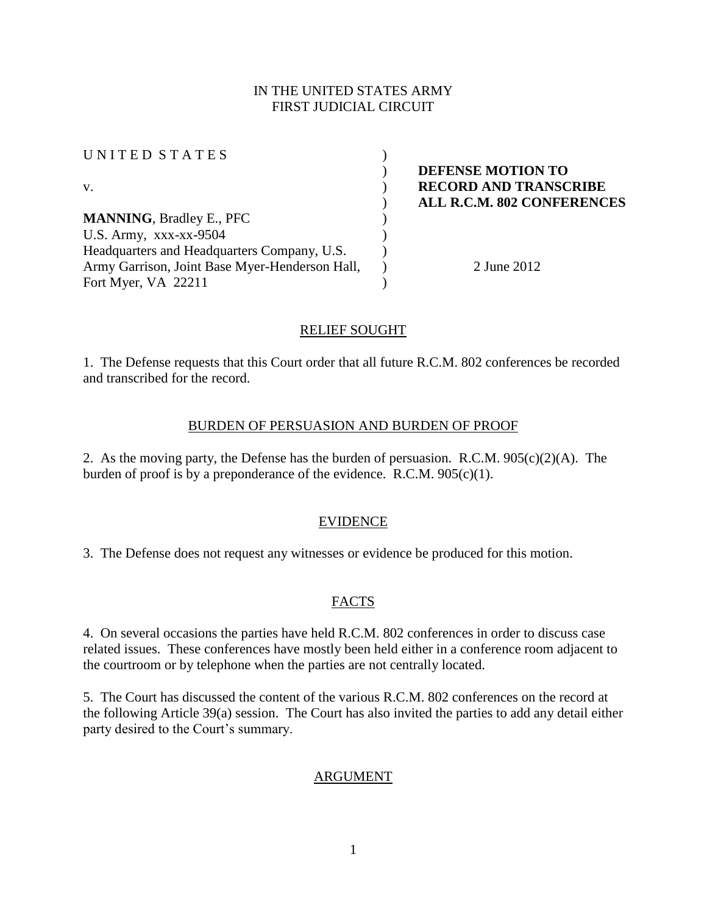IN THE UNITED STATES ARMY
FIRST JUDICIAL CIRCUIT

| | | |
|---|---|---|
| U N I T E D S T A T E S | ) | |
| | ) | **DEFENSE MOTION TO** |
| v. | ) | **RECORD AND TRANSCRIBE** |
| | ) | **ALL R.C.M. 802 CONFERENCES** |
| **MANNING**, Bradley E., PFC | ) | |
| U.S. Army, xxx-xx-9504 | ) | |
| Headquarters and Headquarters Company, U.S. | ) | |
| Army Garrison, Joint Base Myer-Henderson Hall, | ) | 2 June 2012 |
| Fort Myer, VA 22211 | ) | |

## RELIEF SOUGHT

1. The Defense requests that this Court order that all future R.C.M. 802 conferences be recorded and transcribed for the record.

## BURDEN OF PERSUASION AND BURDEN OF PROOF

2. As the moving party, the Defense has the burden of persuasion. R.C.M. 905(c)(2)(A). The burden of proof is by a preponderance of the evidence. R.C.M. 905(c)(1).

## EVIDENCE

3. The Defense does not request any witnesses or evidence be produced for this motion.

## FACTS

4. On several occasions the parties have held R.C.M. 802 conferences in order to discuss case related issues. These conferences have mostly been held either in a conference room adjacent to the courtroom or by telephone when the parties are not centrally located.

5. The Court has discussed the content of the various R.C.M. 802 conferences on the record at the following Article 39(a) session. The Court has also invited the parties to add any detail either party desired to the Court's summary.

## ARGUMENT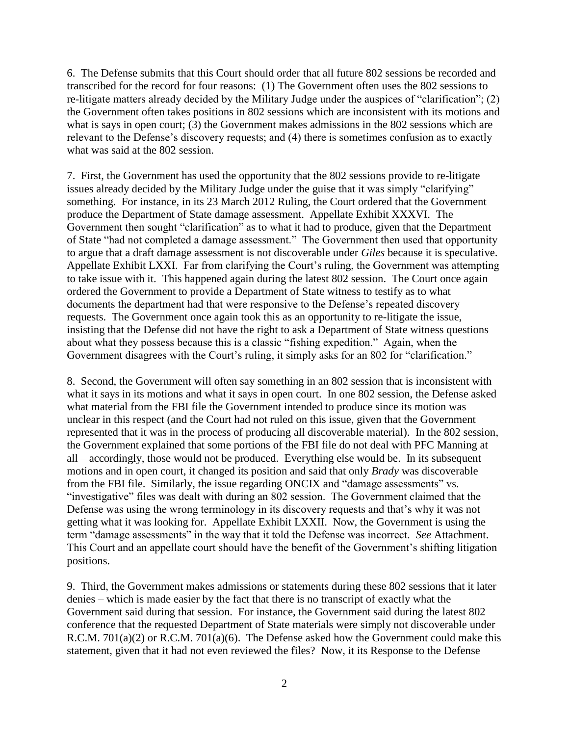6. The Defense submits that this Court should order that all future 802 sessions be recorded and transcribed for the record for four reasons: (1) The Government often uses the 802 sessions to re-litigate matters already decided by the Military Judge under the auspices of "clarification"; (2) the Government often takes positions in 802 sessions which are inconsistent with its motions and what is says in open court; (3) the Government makes admissions in the 802 sessions which are relevant to the Defense's discovery requests; and (4) there is sometimes confusion as to exactly what was said at the 802 session.

7. First, the Government has used the opportunity that the 802 sessions provide to re-litigate issues already decided by the Military Judge under the guise that it was simply "clarifying" something. For instance, in its 23 March 2012 Ruling, the Court ordered that the Government produce the Department of State damage assessment. Appellate Exhibit XXXVI. The Government then sought "clarification" as to what it had to produce, given that the Department of State "had not completed a damage assessment." The Government then used that opportunity to argue that a draft damage assessment is not discoverable under *Giles* because it is speculative. Appellate Exhibit LXXI. Far from clarifying the Court's ruling, the Government was attempting to take issue with it. This happened again during the latest 802 session. The Court once again ordered the Government to provide a Department of State witness to testify as to what documents the department had that were responsive to the Defense's repeated discovery requests. The Government once again took this as an opportunity to re-litigate the issue, insisting that the Defense did not have the right to ask a Department of State witness questions about what they possess because this is a classic "fishing expedition." Again, when the Government disagrees with the Court's ruling, it simply asks for an 802 for "clarification."

8. Second, the Government will often say something in an 802 session that is inconsistent with what it says in its motions and what it says in open court. In one 802 session, the Defense asked what material from the FBI file the Government intended to produce since its motion was unclear in this respect (and the Court had not ruled on this issue, given that the Government represented that it was in the process of producing all discoverable material). In the 802 session, the Government explained that some portions of the FBI file do not deal with PFC Manning at all – accordingly, those would not be produced. Everything else would be. In its subsequent motions and in open court, it changed its position and said that only *Brady* was discoverable from the FBI file. Similarly, the issue regarding ONCIX and "damage assessments" vs. "investigative" files was dealt with during an 802 session. The Government claimed that the Defense was using the wrong terminology in its discovery requests and that's why it was not getting what it was looking for. Appellate Exhibit LXXII. Now, the Government is using the term "damage assessments" in the way that it told the Defense was incorrect. *See* Attachment. This Court and an appellate court should have the benefit of the Government's shifting litigation positions.

9. Third, the Government makes admissions or statements during these 802 sessions that it later denies – which is made easier by the fact that there is no transcript of exactly what the Government said during that session. For instance, the Government said during the latest 802 conference that the requested Department of State materials were simply not discoverable under R.C.M. 701(a)(2) or R.C.M. 701(a)(6). The Defense asked how the Government could make this statement, given that it had not even reviewed the files? Now, it its Response to the Defense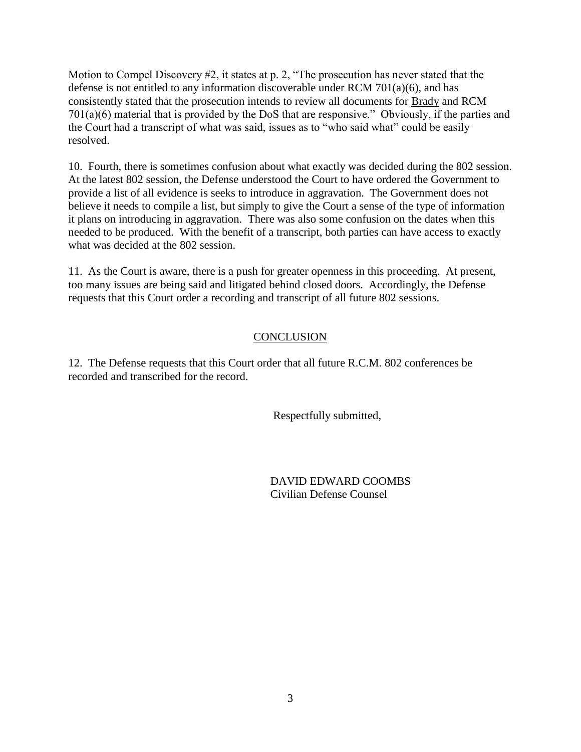Motion to Compel Discovery #2, it states at p. 2, "The prosecution has never stated that the defense is not entitled to any information discoverable under RCM 701(a)(6), and has consistently stated that the prosecution intends to review all documents for Brady and RCM 701(a)(6) material that is provided by the DoS that are responsive." Obviously, if the parties and the Court had a transcript of what was said, issues as to "who said what" could be easily resolved.

10. Fourth, there is sometimes confusion about what exactly was decided during the 802 session. At the latest 802 session, the Defense understood the Court to have ordered the Government to provide a list of all evidence is seeks to introduce in aggravation. The Government does not believe it needs to compile a list, but simply to give the Court a sense of the type of information it plans on introducing in aggravation. There was also some confusion on the dates when this needed to be produced. With the benefit of a transcript, both parties can have access to exactly what was decided at the 802 session.

11. As the Court is aware, there is a push for greater openness in this proceeding. At present, too many issues are being said and litigated behind closed doors. Accordingly, the Defense requests that this Court order a recording and transcript of all future 802 sessions.

## CONCLUSION

12. The Defense requests that this Court order that all future R.C.M. 802 conferences be recorded and transcribed for the record.

Respectfully submitted,

DAVID EDWARD COOMBS
Civilian Defense Counsel